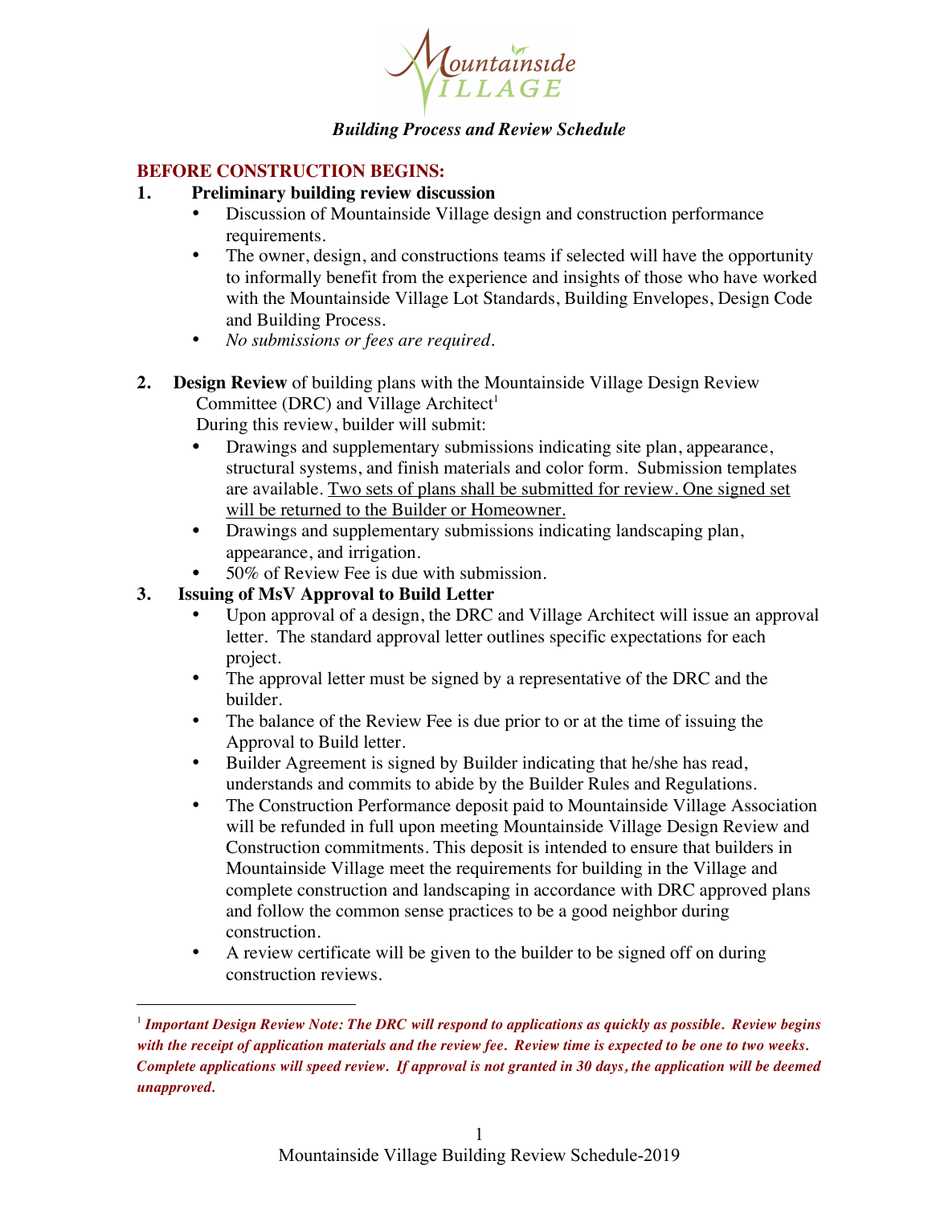# Mountainside VILLAGE

***Building Process and Review Schedule***

## BEFORE CONSTRUCTION BEGINS:

**1. Preliminary building review discussion**

- Discussion of Mountainside Village design and construction performance requirements.
- The owner, design, and constructions teams if selected will have the opportunity to informally benefit from the experience and insights of those who have worked with the Mountainside Village Lot Standards, Building Envelopes, Design Code and Building Process.
- *No submissions or fees are required.*

**2. Design Review** of building plans with the Mountainside Village Design Review Committee (DRC) and Village Architect[1]

During this review, builder will submit:

- Drawings and supplementary submissions indicating site plan, appearance, structural systems, and finish materials and color form. Submission templates are available. <u>Two sets of plans shall be submitted for review. One signed set will be returned to the Builder or Homeowner.</u>
- Drawings and supplementary submissions indicating landscaping plan, appearance, and irrigation.
- 50% of Review Fee is due with submission.

**3. Issuing of MsV Approval to Build Letter**

- Upon approval of a design, the DRC and Village Architect will issue an approval letter. The standard approval letter outlines specific expectations for each project.
- The approval letter must be signed by a representative of the DRC and the builder.
- The balance of the Review Fee is due prior to or at the time of issuing the Approval to Build letter.
- Builder Agreement is signed by Builder indicating that he/she has read, understands and commits to abide by the Builder Rules and Regulations.
- The Construction Performance deposit paid to Mountainside Village Association will be refunded in full upon meeting Mountainside Village Design Review and Construction commitments. This deposit is intended to ensure that builders in Mountainside Village meet the requirements for building in the Village and complete construction and landscaping in accordance with DRC approved plans and follow the common sense practices to be a good neighbor during construction.
- A review certificate will be given to the builder to be signed off on during construction reviews.

---

[1] ***Important Design Review Note: The DRC will respond to applications as quickly as possible. Review begins with the receipt of application materials and the review fee. Review time is expected to be one to two weeks. Complete applications will speed review. If approval is not granted in 30 days, the application will be deemed unapproved.***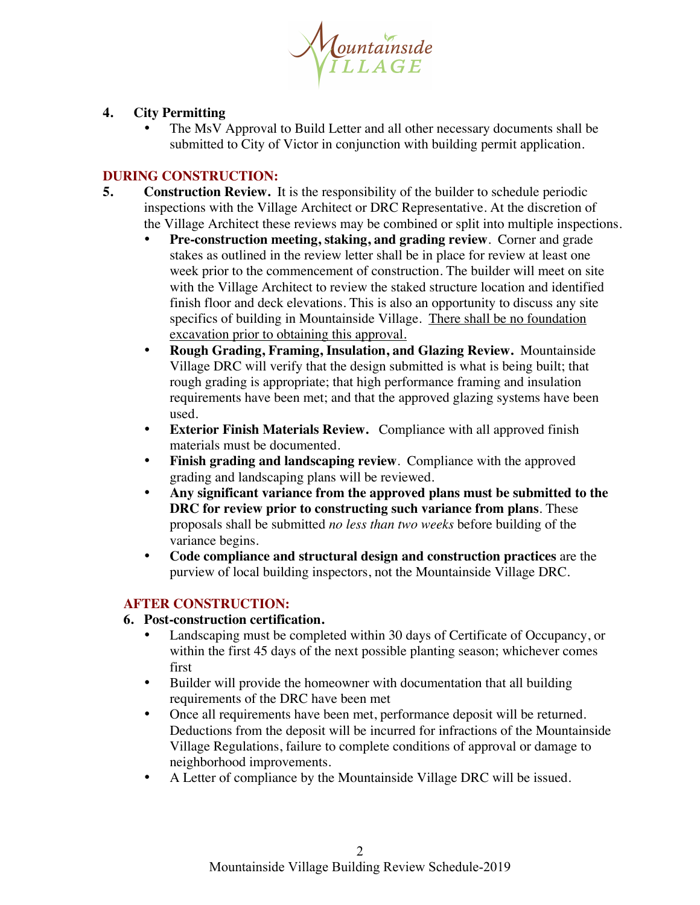4. **City Permitting**
   - The MsV Approval to Build Letter and all other necessary documents shall be submitted to City of Victor in conjunction with building permit application.

## DURING CONSTRUCTION:

5. **Construction Review.** It is the responsibility of the builder to schedule periodic inspections with the Village Architect or DRC Representative. At the discretion of the Village Architect these reviews may be combined or split into multiple inspections.
   - **Pre-construction meeting, staking, and grading review**. Corner and grade stakes as outlined in the review letter shall be in place for review at least one week prior to the commencement of construction. The builder will meet on site with the Village Architect to review the staked structure location and identified finish floor and deck elevations. This is also an opportunity to discuss any site specifics of building in Mountainside Village. <u>There shall be no foundation excavation prior to obtaining this approval.</u>
   - **Rough Grading, Framing, Insulation, and Glazing Review.** Mountainside Village DRC will verify that the design submitted is what is being built; that rough grading is appropriate; that high performance framing and insulation requirements have been met; and that the approved glazing systems have been used.
   - **Exterior Finish Materials Review.** Compliance with all approved finish materials must be documented.
   - **Finish grading and landscaping review**. Compliance with the approved grading and landscaping plans will be reviewed.
   - **Any significant variance from the approved plans must be submitted to the DRC for review prior to constructing such variance from plans**. These proposals shall be submitted *no less than two weeks* before building of the variance begins.
   - **Code compliance and structural design and construction practices** are the purview of local building inspectors, not the Mountainside Village DRC.

## AFTER CONSTRUCTION:

6. **Post-construction certification.**
   - Landscaping must be completed within 30 days of Certificate of Occupancy, or within the first 45 days of the next possible planting season; whichever comes first
   - Builder will provide the homeowner with documentation that all building requirements of the DRC have been met
   - Once all requirements have been met, performance deposit will be returned. Deductions from the deposit will be incurred for infractions of the Mountainside Village Regulations, failure to complete conditions of approval or damage to neighborhood improvements.
   - A Letter of compliance by the Mountainside Village DRC will be issued.